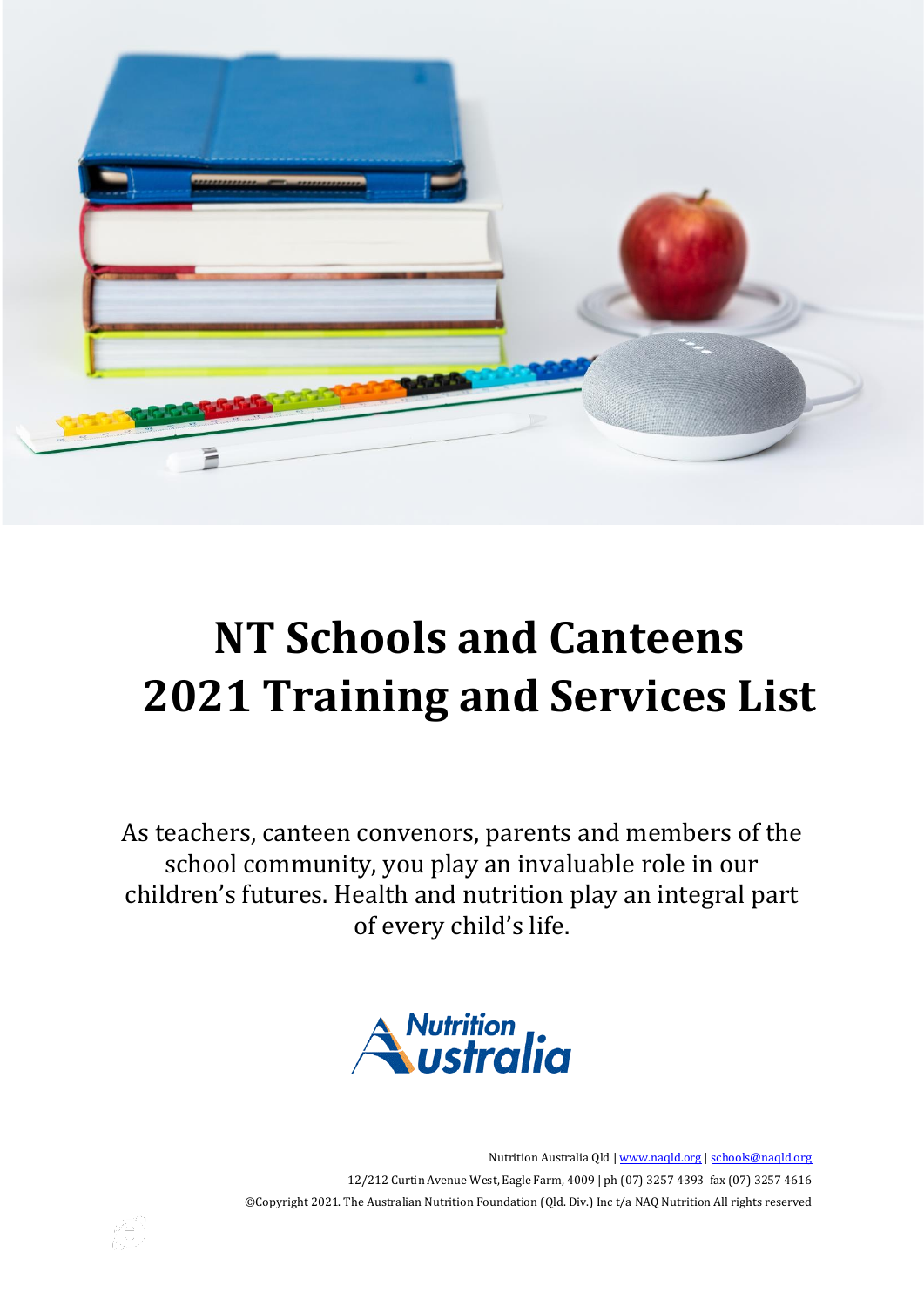# NT Schools and Canteens 2021 Training and Services List

As teachers, canteen convenors, parents and members of the school community, you play an invaluable role in our children's futures. Health and nutrition play an integral part of every child's life.

Nutrition Australia Qld | www.naqld.org | schools@naqld.org

12/212 Curtin Avenue West, Eagle Farm, 4009 | ph (07) 3257 4393 fax (07) 3257 4616

©Copyright 2021. The Australian Nutrition Foundation (Qld. Div.) Inc t/a NAQ Nutrition All rights reserved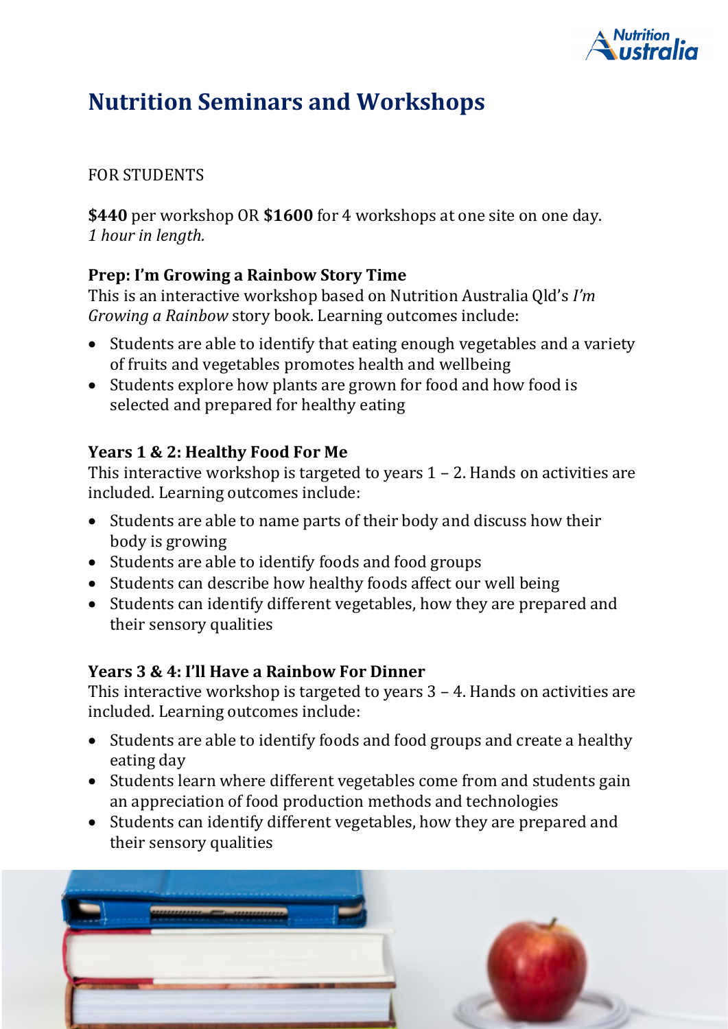# Nutrition Seminars and Workshops

FOR STUDENTS

**$440** per workshop OR **$1600** for 4 workshops at one site on one day.
*1 hour in length.*

### Prep: I'm Growing a Rainbow Story Time

This is an interactive workshop based on Nutrition Australia Qld's *I'm Growing a Rainbow* story book. Learning outcomes include:

- Students are able to identify that eating enough vegetables and a variety of fruits and vegetables promotes health and wellbeing
- Students explore how plants are grown for food and how food is selected and prepared for healthy eating

### Years 1 & 2: Healthy Food For Me

This interactive workshop is targeted to years 1 – 2. Hands on activities are included. Learning outcomes include:

- Students are able to name parts of their body and discuss how their body is growing
- Students are able to identify foods and food groups
- Students can describe how healthy foods affect our well being
- Students can identify different vegetables, how they are prepared and their sensory qualities

### Years 3 & 4: I'll Have a Rainbow For Dinner

This interactive workshop is targeted to years 3 – 4. Hands on activities are included. Learning outcomes include:

- Students are able to identify foods and food groups and create a healthy eating day
- Students learn where different vegetables come from and students gain an appreciation of food production methods and technologies
- Students can identify different vegetables, how they are prepared and their sensory qualities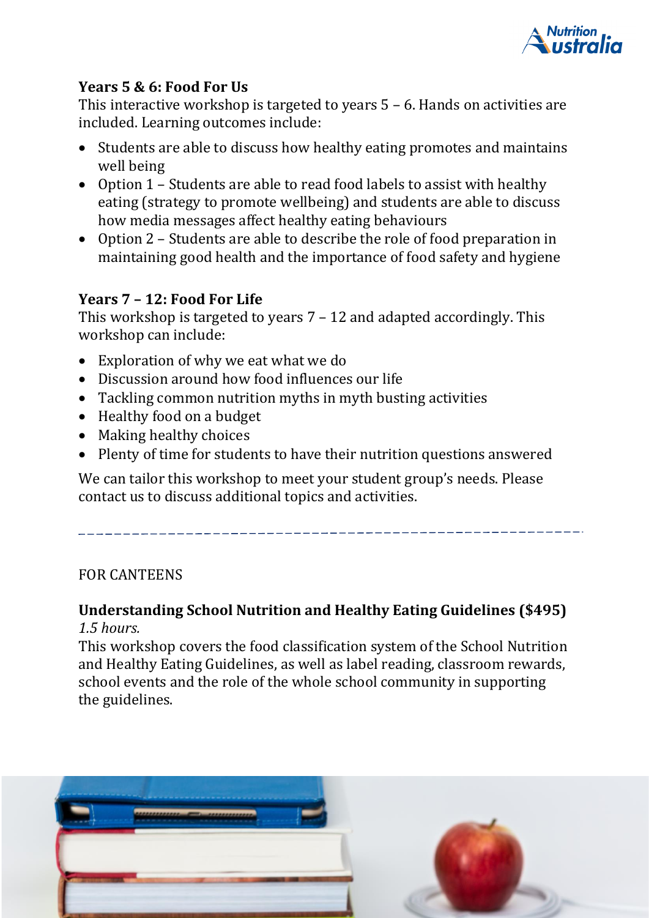### Years 5 & 6: Food For Us

This interactive workshop is targeted to years 5 – 6. Hands on activities are included. Learning outcomes include:

- Students are able to discuss how healthy eating promotes and maintains well being
- Option 1 – Students are able to read food labels to assist with healthy eating (strategy to promote wellbeing) and students are able to discuss how media messages affect healthy eating behaviours
- Option 2 – Students are able to describe the role of food preparation in maintaining good health and the importance of food safety and hygiene

### Years 7 – 12: Food For Life

This workshop is targeted to years 7 – 12 and adapted accordingly. This workshop can include:

- Exploration of why we eat what we do
- Discussion around how food influences our life
- Tackling common nutrition myths in myth busting activities
- Healthy food on a budget
- Making healthy choices
- Plenty of time for students to have their nutrition questions answered

We can tailor this workshop to meet your student group's needs. Please contact us to discuss additional topics and activities.

---

FOR CANTEENS

### Understanding School Nutrition and Healthy Eating Guidelines ($495)

*1.5 hours.*

This workshop covers the food classification system of the School Nutrition and Healthy Eating Guidelines, as well as label reading, classroom rewards, school events and the role of the whole school community in supporting the guidelines.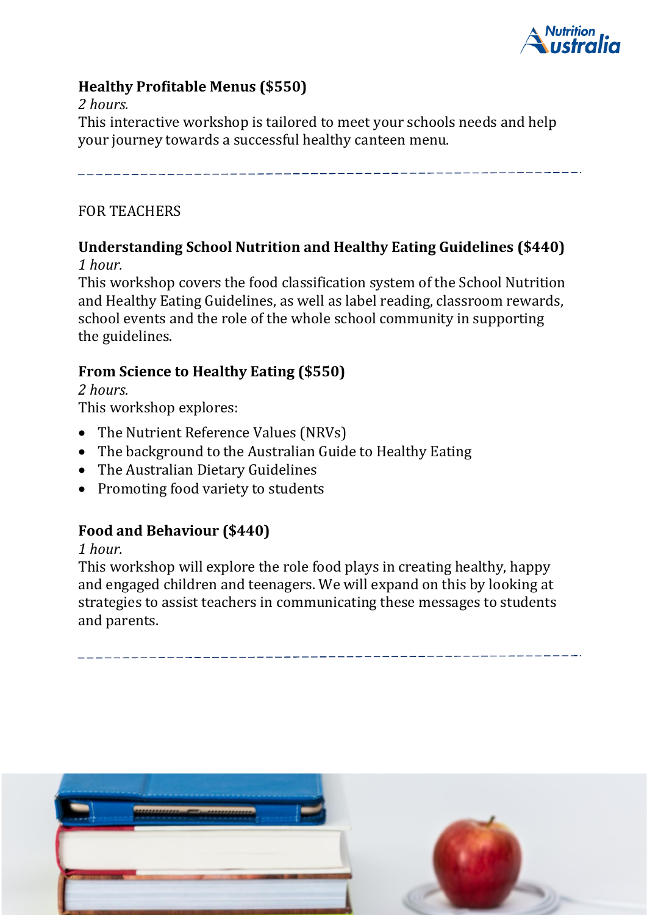**Healthy Profitable Menus ($550)**

*2 hours.*

This interactive workshop is tailored to meet your schools needs and help your journey towards a successful healthy canteen menu.

---

FOR TEACHERS

**Understanding School Nutrition and Healthy Eating Guidelines ($440)**

*1 hour.*

This workshop covers the food classification system of the School Nutrition and Healthy Eating Guidelines, as well as label reading, classroom rewards, school events and the role of the whole school community in supporting the guidelines.

**From Science to Healthy Eating ($550)**

*2 hours.*

This workshop explores:

- The Nutrient Reference Values (NRVs)
- The background to the Australian Guide to Healthy Eating
- The Australian Dietary Guidelines
- Promoting food variety to students

**Food and Behaviour ($440)**

*1 hour.*

This workshop will explore the role food plays in creating healthy, happy and engaged children and teenagers. We will expand on this by looking at strategies to assist teachers in communicating these messages to students and parents.

---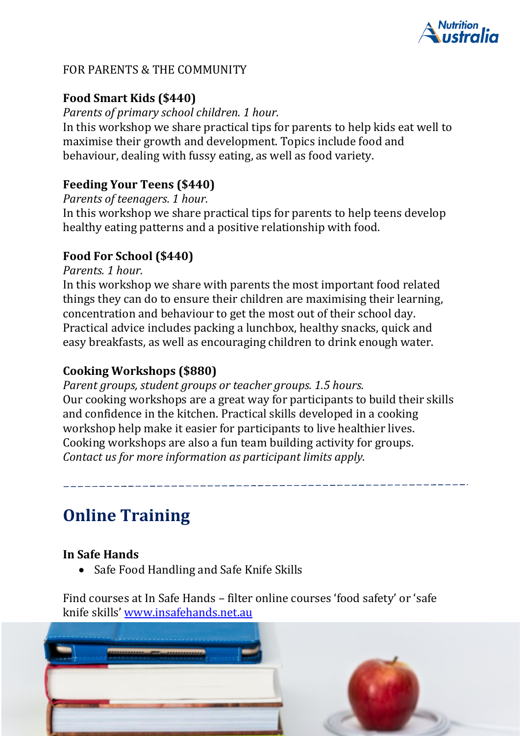FOR PARENTS & THE COMMUNITY

**Food Smart Kids ($440)**

*Parents of primary school children. 1 hour.*

In this workshop we share practical tips for parents to help kids eat well to maximise their growth and development. Topics include food and behaviour, dealing with fussy eating, as well as food variety.

**Feeding Your Teens ($440)**

*Parents of teenagers. 1 hour.*

In this workshop we share practical tips for parents to help teens develop healthy eating patterns and a positive relationship with food.

**Food For School ($440)**

*Parents. 1 hour.*

In this workshop we share with parents the most important food related things they can do to ensure their children are maximising their learning, concentration and behaviour to get the most out of their school day. Practical advice includes packing a lunchbox, healthy snacks, quick and easy breakfasts, as well as encouraging children to drink enough water.

**Cooking Workshops ($880)**

*Parent groups, student groups or teacher groups. 1.5 hours.*

Our cooking workshops are a great way for participants to build their skills and confidence in the kitchen. Practical skills developed in a cooking workshop help make it easier for participants to live healthier lives. Cooking workshops are also a fun team building activity for groups.

*Contact us for more information as participant limits apply.*

---

## Online Training

**In Safe Hands**

- Safe Food Handling and Safe Knife Skills

Find courses at In Safe Hands – filter online courses 'food safety' or 'safe knife skills' [www.insafehands.net.au](http://www.insafehands.net.au)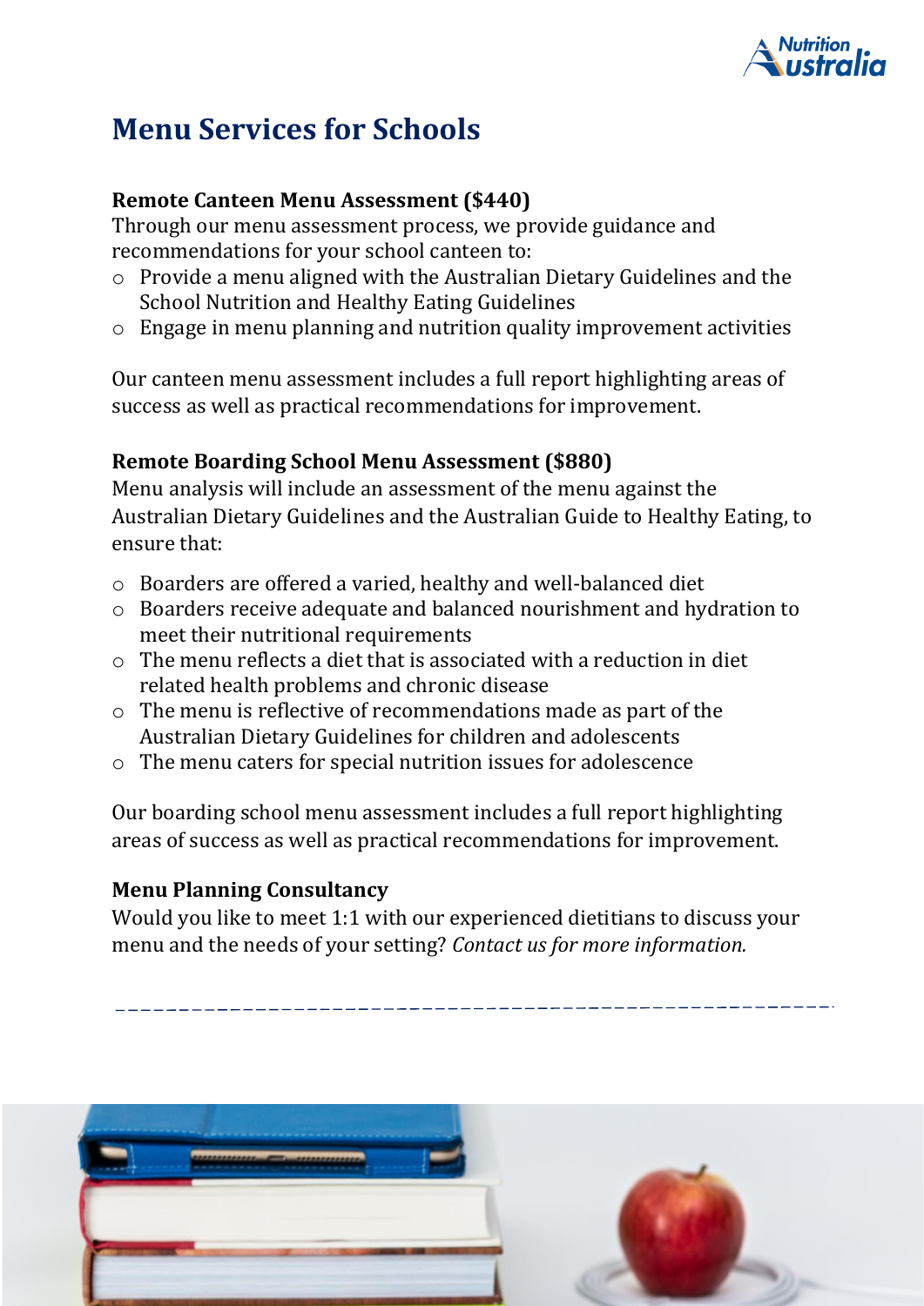# Menu Services for Schools

**Remote Canteen Menu Assessment ($440)**
Through our menu assessment process, we provide guidance and recommendations for your school canteen to:

- Provide a menu aligned with the Australian Dietary Guidelines and the School Nutrition and Healthy Eating Guidelines
- Engage in menu planning and nutrition quality improvement activities

Our canteen menu assessment includes a full report highlighting areas of success as well as practical recommendations for improvement.

**Remote Boarding School Menu Assessment ($880)**
Menu analysis will include an assessment of the menu against the Australian Dietary Guidelines and the Australian Guide to Healthy Eating, to ensure that:

- Boarders are offered a varied, healthy and well-balanced diet
- Boarders receive adequate and balanced nourishment and hydration to meet their nutritional requirements
- The menu reflects a diet that is associated with a reduction in diet related health problems and chronic disease
- The menu is reflective of recommendations made as part of the Australian Dietary Guidelines for children and adolescents
- The menu caters for special nutrition issues for adolescence

Our boarding school menu assessment includes a full report highlighting areas of success as well as practical recommendations for improvement.

**Menu Planning Consultancy**
Would you like to meet 1:1 with our experienced dietitians to discuss your menu and the needs of your setting? *Contact us for more information.*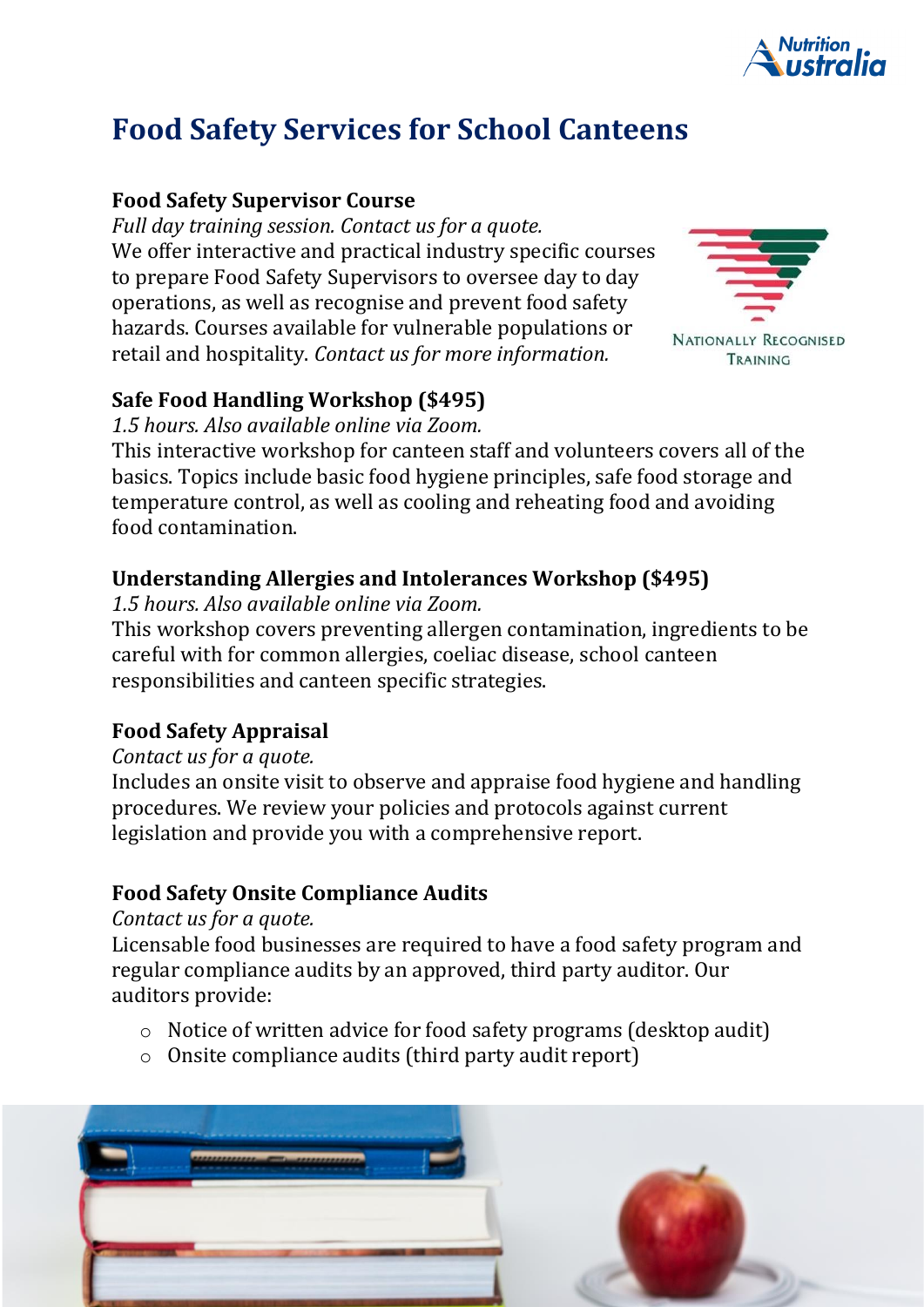# Food Safety Services for School Canteens

### Food Safety Supervisor Course

*Full day training session. Contact us for a quote.*
We offer interactive and practical industry specific courses to prepare Food Safety Supervisors to oversee day to day operations, as well as recognise and prevent food safety hazards. Courses available for vulnerable populations or retail and hospitality. *Contact us for more information.*

### Safe Food Handling Workshop ($495)

*1.5 hours. Also available online via Zoom.*
This interactive workshop for canteen staff and volunteers covers all of the basics. Topics include basic food hygiene principles, safe food storage and temperature control, as well as cooling and reheating food and avoiding food contamination.

### Understanding Allergies and Intolerances Workshop ($495)

*1.5 hours. Also available online via Zoom.*
This workshop covers preventing allergen contamination, ingredients to be careful with for common allergies, coeliac disease, school canteen responsibilities and canteen specific strategies.

### Food Safety Appraisal

*Contact us for a quote.*
Includes an onsite visit to observe and appraise food hygiene and handling procedures. We review your policies and protocols against current legislation and provide you with a comprehensive report.

### Food Safety Onsite Compliance Audits

*Contact us for a quote.*
Licensable food businesses are required to have a food safety program and regular compliance audits by an approved, third party auditor. Our auditors provide:

- Notice of written advice for food safety programs (desktop audit)
- Onsite compliance audits (third party audit report)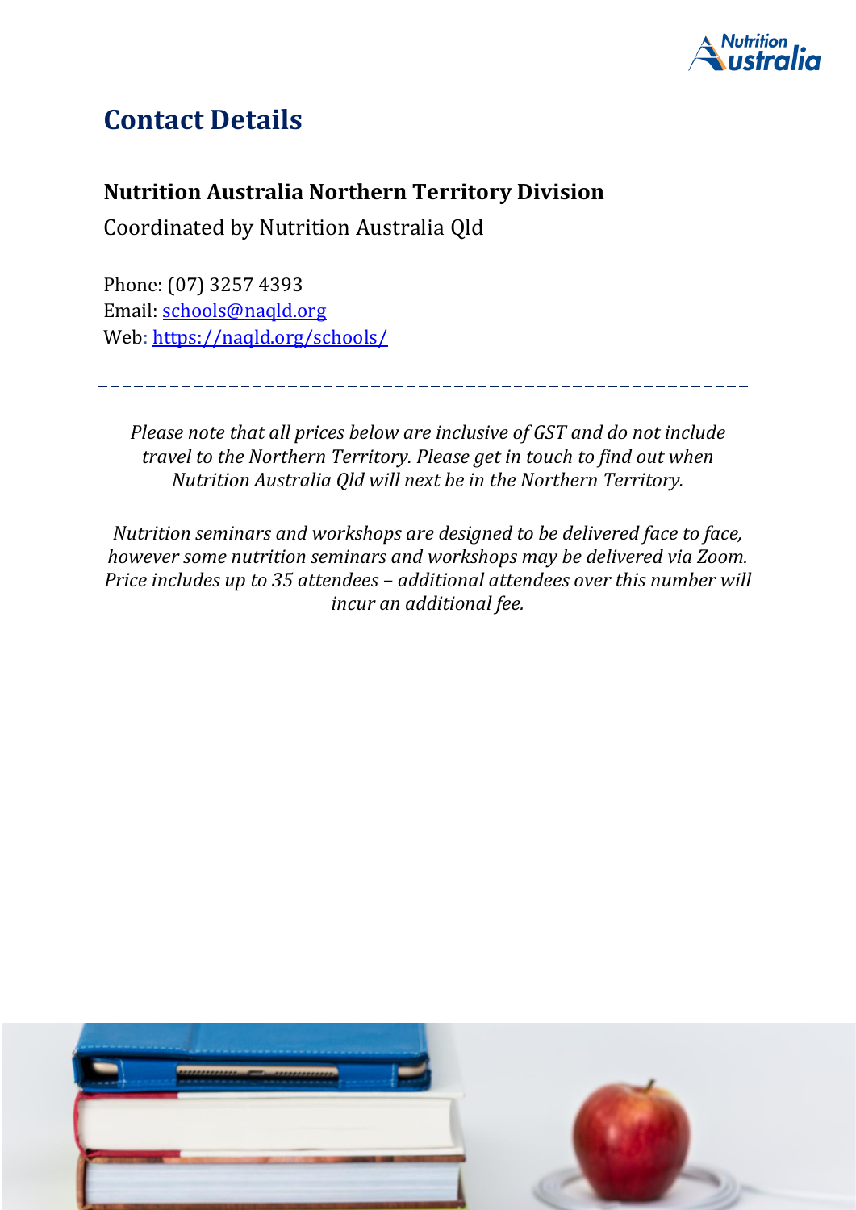# Contact Details

**Nutrition Australia Northern Territory Division**

Coordinated by Nutrition Australia Qld

Phone: (07) 3257 4393
Email: [schools@naqld.org](mailto:schools@naqld.org)
Web: [https://naqld.org/schools/](https://naqld.org/schools/)

---

*Please note that all prices below are inclusive of GST and do not include travel to the Northern Territory. Please get in touch to find out when Nutrition Australia Qld will next be in the Northern Territory.*

*Nutrition seminars and workshops are designed to be delivered face to face, however some nutrition seminars and workshops may be delivered via Zoom. Price includes up to 35 attendees – additional attendees over this number will incur an additional fee.*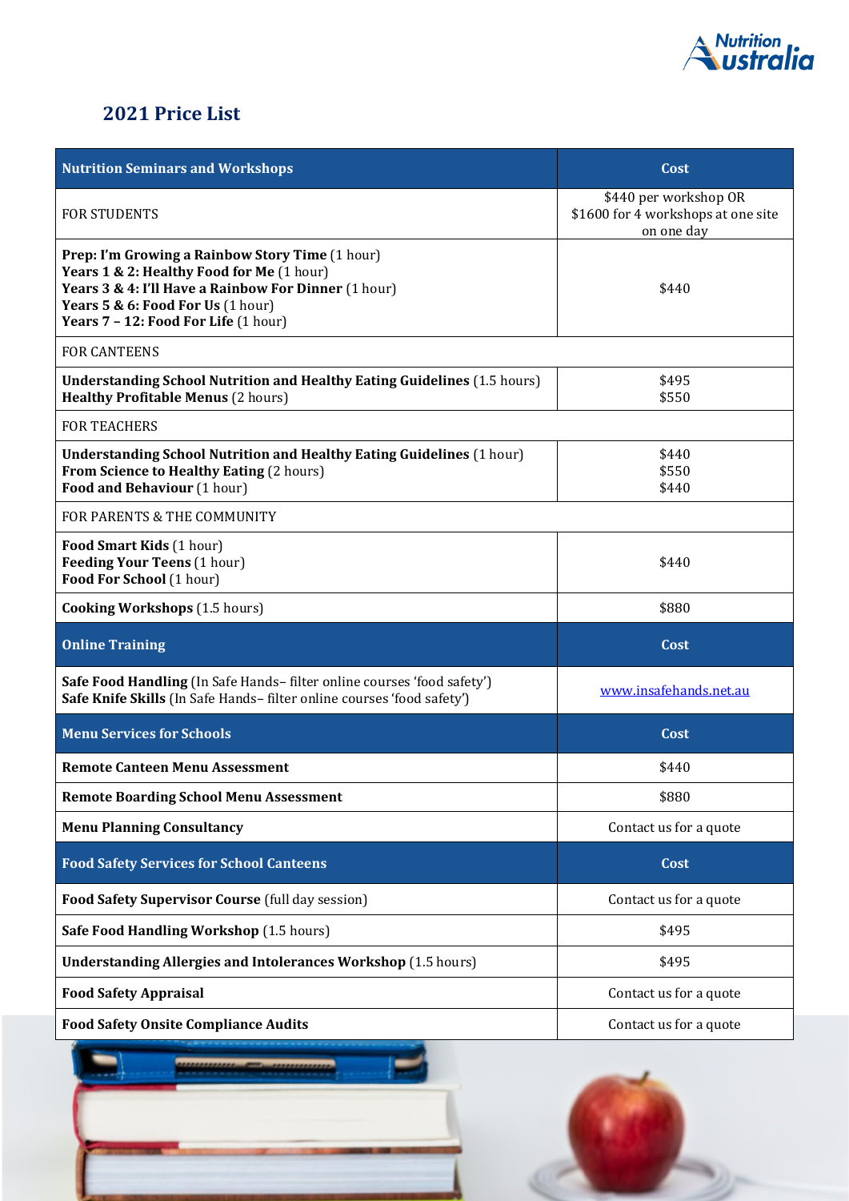## 2021 Price List

| Nutrition Seminars and Workshops | Cost |
|---|---|
| FOR STUDENTS | $440 per workshop OR $1600 for 4 workshops at one site on one day |
| **Prep: I'm Growing a Rainbow Story Time** (1 hour)<br>**Years 1 & 2: Healthy Food for Me** (1 hour)<br>**Years 3 & 4: I'll Have a Rainbow For Dinner** (1 hour)<br>**Years 5 & 6: Food For Us** (1 hour)<br>**Years 7 – 12: Food For Life** (1 hour) | $440 |
| FOR CANTEENS | |
| **Understanding School Nutrition and Healthy Eating Guidelines** (1.5 hours)<br>**Healthy Profitable Menus** (2 hours) | $495<br>$550 |
| FOR TEACHERS | |
| **Understanding School Nutrition and Healthy Eating Guidelines** (1 hour)<br>**From Science to Healthy Eating** (2 hours)<br>**Food and Behaviour** (1 hour) | $440<br>$550<br>$440 |
| FOR PARENTS & THE COMMUNITY | |
| **Food Smart Kids** (1 hour)<br>**Feeding Your Teens** (1 hour)<br>**Food For School** (1 hour) | $440 |
| **Cooking Workshops** (1.5 hours) | $880 |
| **Online Training** | **Cost** |
| **Safe Food Handling** (In Safe Hands– filter online courses 'food safety')<br>**Safe Knife Skills** (In Safe Hands– filter online courses 'food safety') | www.insafehands.net.au |
| **Menu Services for Schools** | **Cost** |
| **Remote Canteen Menu Assessment** | $440 |
| **Remote Boarding School Menu Assessment** | $880 |
| **Menu Planning Consultancy** | Contact us for a quote |
| **Food Safety Services for School Canteens** | **Cost** |
| **Food Safety Supervisor Course** (full day session) | Contact us for a quote |
| **Safe Food Handling Workshop** (1.5 hours) | $495 |
| **Understanding Allergies and Intolerances Workshop** (1.5 hours) | $495 |
| **Food Safety Appraisal** | Contact us for a quote |
| **Food Safety Onsite Compliance Audits** | Contact us for a quote |